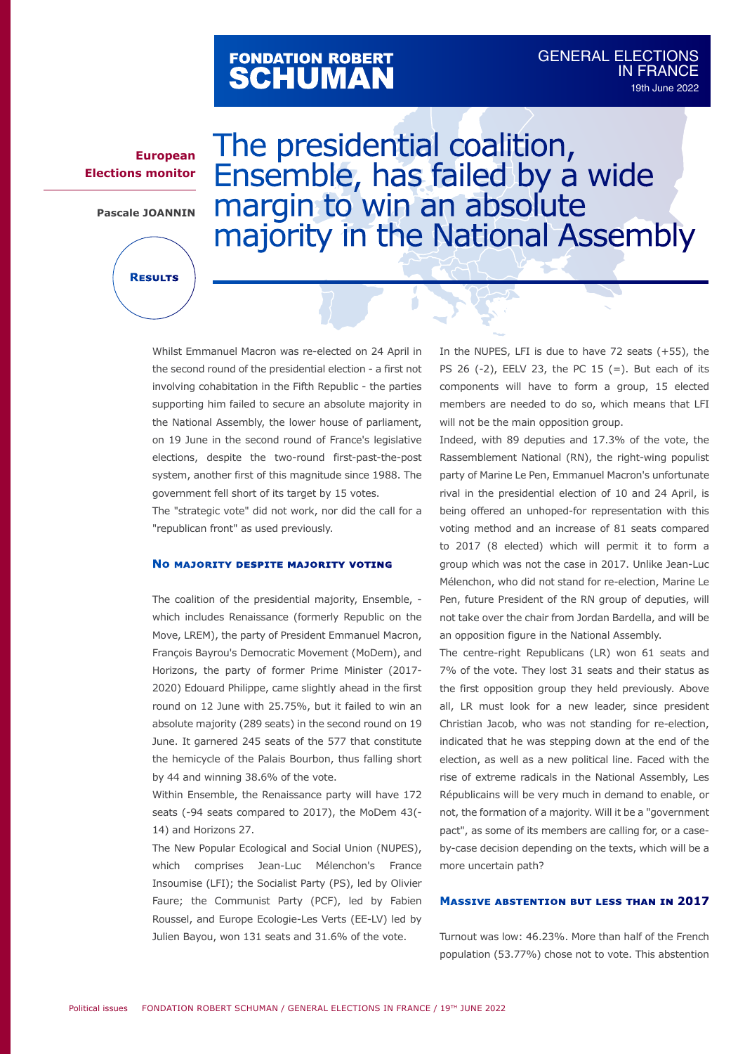FONDATION ROBERT SCHUMAN

GENERAL ELECTIONS IN FRANCE
19th June 2022

**European Elections monitor**

**Pascale JOANNIN**

**Results**

# The presidential coalition, Ensemble, has failed by a wide margin to win an absolute majority in the National Assembly

Whilst Emmanuel Macron was re-elected on 24 April in the second round of the presidential election - a first not involving cohabitation in the Fifth Republic - the parties supporting him failed to secure an absolute majority in the National Assembly, the lower house of parliament, on 19 June in the second round of France's legislative elections, despite the two-round first-past-the-post system, another first of this magnitude since 1988. The government fell short of its target by 15 votes.

The "strategic vote" did not work, nor did the call for a "republican front" as used previously.

## No majority despite majority voting

The coalition of the presidential majority, Ensemble, - which includes Renaissance (formerly Republic on the Move, LREM), the party of President Emmanuel Macron, François Bayrou's Democratic Movement (MoDem), and Horizons, the party of former Prime Minister (2017-2020) Edouard Philippe, came slightly ahead in the first round on 12 June with 25.75%, but it failed to win an absolute majority (289 seats) in the second round on 19 June. It garnered 245 seats of the 577 that constitute the hemicycle of the Palais Bourbon, thus falling short by 44 and winning 38.6% of the vote.

Within Ensemble, the Renaissance party will have 172 seats (-94 seats compared to 2017), the MoDem 43(-14) and Horizons 27.

The New Popular Ecological and Social Union (NUPES), which comprises Jean-Luc Mélenchon's France Insoumise (LFI); the Socialist Party (PS), led by Olivier Faure; the Communist Party (PCF), led by Fabien Roussel, and Europe Ecologie-Les Verts (EE-LV) led by Julien Bayou, won 131 seats and 31.6% of the vote.

In the NUPES, LFI is due to have 72 seats (+55), the PS 26 (-2), EELV 23, the PC 15 (=). But each of its components will have to form a group, 15 elected members are needed to do so, which means that LFI will not be the main opposition group.

Indeed, with 89 deputies and 17.3% of the vote, the Rassemblement National (RN), the right-wing populist party of Marine Le Pen, Emmanuel Macron's unfortunate rival in the presidential election of 10 and 24 April, is being offered an unhoped-for representation with this voting method and an increase of 81 seats compared to 2017 (8 elected) which will permit it to form a group which was not the case in 2017. Unlike Jean-Luc Mélenchon, who did not stand for re-election, Marine Le Pen, future President of the RN group of deputies, will not take over the chair from Jordan Bardella, and will be an opposition figure in the National Assembly.

The centre-right Republicans (LR) won 61 seats and 7% of the vote. They lost 31 seats and their status as the first opposition group they held previously. Above all, LR must look for a new leader, since president Christian Jacob, who was not standing for re-election, indicated that he was stepping down at the end of the election, as well as a new political line. Faced with the rise of extreme radicals in the National Assembly, Les Républicains will be very much in demand to enable, or not, the formation of a majority. Will it be a "government pact", as some of its members are calling for, or a case-by-case decision depending on the texts, which will be a more uncertain path?

## Massive abstention but less than in 2017

Turnout was low: 46.23%. More than half of the French population (53.77%) chose not to vote. This abstention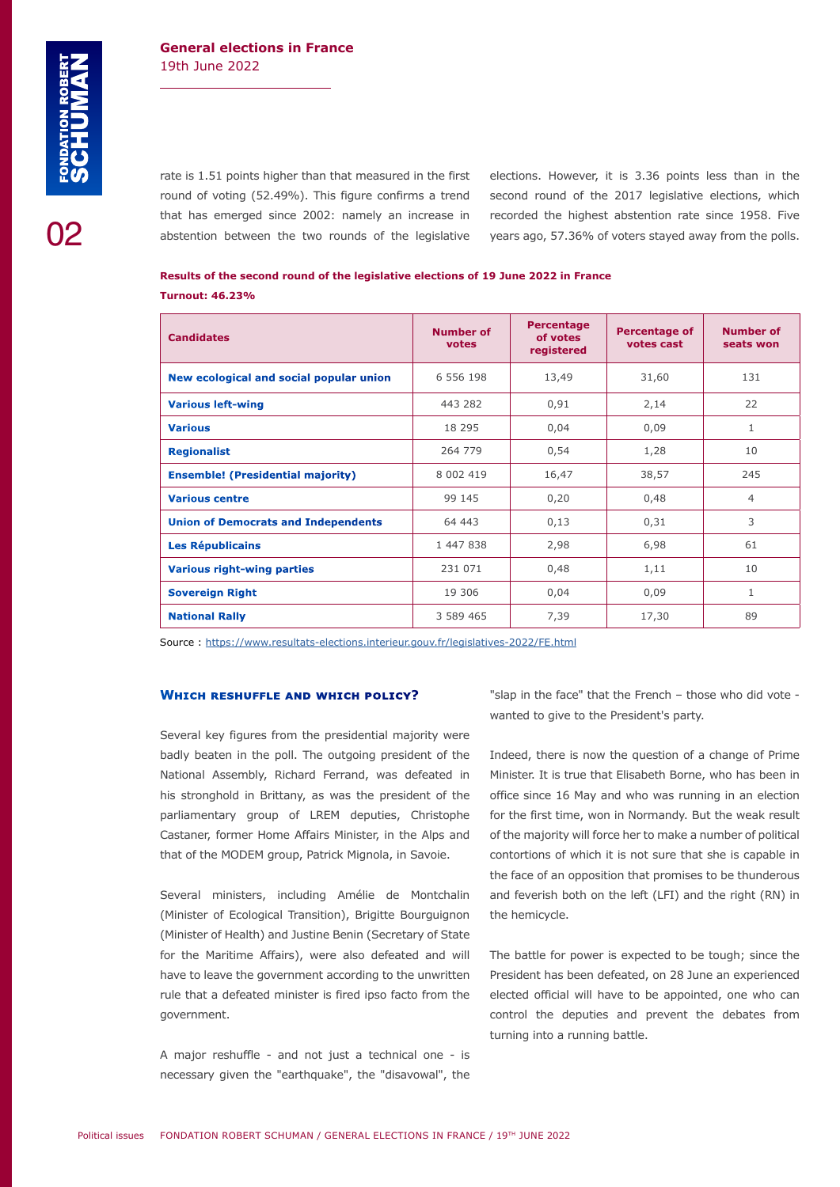rate is 1.51 points higher than that measured in the first round of voting (52.49%). This figure confirms a trend that has emerged since 2002: namely an increase in abstention between the two rounds of the legislative elections. However, it is 3.36 points less than in the second round of the 2017 legislative elections, which recorded the highest abstention rate since 1958. Five years ago, 57.36% of voters stayed away from the polls.

**Results of the second round of the legislative elections of 19 June 2022 in France**

**Turnout: 46.23%**

| Candidates | Number of votes | Percentage of votes registered | Percentage of votes cast | Number of seats won |
|---|---|---|---|---|
| New ecological and social popular union | 6 556 198 | 13,49 | 31,60 | 131 |
| Various left-wing | 443 282 | 0,91 | 2,14 | 22 |
| Various | 18 295 | 0,04 | 0,09 | 1 |
| Regionalist | 264 779 | 0,54 | 1,28 | 10 |
| Ensemble! (Presidential majority) | 8 002 419 | 16,47 | 38,57 | 245 |
| Various centre | 99 145 | 0,20 | 0,48 | 4 |
| Union of Democrats and Independents | 64 443 | 0,13 | 0,31 | 3 |
| Les Républicains | 1 447 838 | 2,98 | 6,98 | 61 |
| Various right-wing parties | 231 071 | 0,48 | 1,11 | 10 |
| Sovereign Right | 19 306 | 0,04 | 0,09 | 1 |
| National Rally | 3 589 465 | 7,39 | 17,30 | 89 |

Source : https://www.resultats-elections.interieur.gouv.fr/legislatives-2022/FE.html

### Which reshuffle and which policy?

Several key figures from the presidential majority were badly beaten in the poll. The outgoing president of the National Assembly, Richard Ferrand, was defeated in his stronghold in Brittany, as was the president of the parliamentary group of LREM deputies, Christophe Castaner, former Home Affairs Minister, in the Alps and that of the MODEM group, Patrick Mignola, in Savoie.

Several ministers, including Amélie de Montchalin (Minister of Ecological Transition), Brigitte Bourguignon (Minister of Health) and Justine Benin (Secretary of State for the Maritime Affairs), were also defeated and will have to leave the government according to the unwritten rule that a defeated minister is fired ipso facto from the government.

A major reshuffle - and not just a technical one - is necessary given the "earthquake", the "disavowal", the "slap in the face" that the French – those who did vote - wanted to give to the President's party.

Indeed, there is now the question of a change of Prime Minister. It is true that Elisabeth Borne, who has been in office since 16 May and who was running in an election for the first time, won in Normandy. But the weak result of the majority will force her to make a number of political contortions of which it is not sure that she is capable in the face of an opposition that promises to be thunderous and feverish both on the left (LFI) and the right (RN) in the hemicycle.

The battle for power is expected to be tough; since the President has been defeated, on 28 June an experienced elected official will have to be appointed, one who can control the deputies and prevent the debates from turning into a running battle.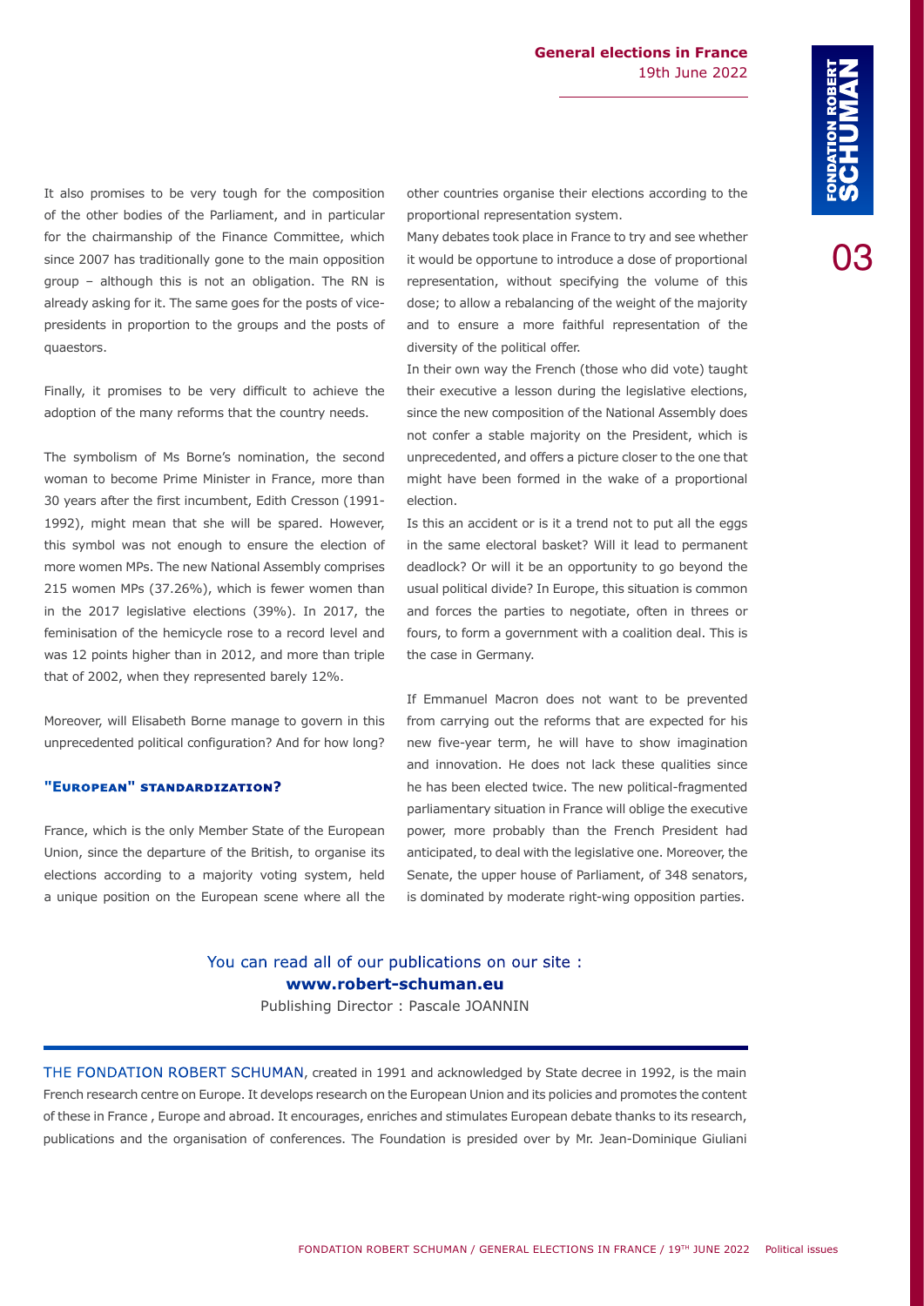It also promises to be very tough for the composition of the other bodies of the Parliament, and in particular for the chairmanship of the Finance Committee, which since 2007 has traditionally gone to the main opposition group – although this is not an obligation. The RN is already asking for it. The same goes for the posts of vice-presidents in proportion to the groups and the posts of quaestors.

Finally, it promises to be very difficult to achieve the adoption of the many reforms that the country needs.

The symbolism of Ms Borne's nomination, the second woman to become Prime Minister in France, more than 30 years after the first incumbent, Edith Cresson (1991-1992), might mean that she will be spared. However, this symbol was not enough to ensure the election of more women MPs. The new National Assembly comprises 215 women MPs (37.26%), which is fewer women than in the 2017 legislative elections (39%). In 2017, the feminisation of the hemicycle rose to a record level and was 12 points higher than in 2012, and more than triple that of 2002, when they represented barely 12%.

Moreover, will Elisabeth Borne manage to govern in this unprecedented political configuration? And for how long?

### "European" standardization?

France, which is the only Member State of the European Union, since the departure of the British, to organise its elections according to a majority voting system, held a unique position on the European scene where all the other countries organise their elections according to the proportional representation system.

Many debates took place in France to try and see whether it would be opportune to introduce a dose of proportional representation, without specifying the volume of this dose; to allow a rebalancing of the weight of the majority and to ensure a more faithful representation of the diversity of the political offer.

In their own way the French (those who did vote) taught their executive a lesson during the legislative elections, since the new composition of the National Assembly does not confer a stable majority on the President, which is unprecedented, and offers a picture closer to the one that might have been formed in the wake of a proportional election.

Is this an accident or is it a trend not to put all the eggs in the same electoral basket? Will it lead to permanent deadlock? Or will it be an opportunity to go beyond the usual political divide? In Europe, this situation is common and forces the parties to negotiate, often in threes or fours, to form a government with a coalition deal. This is the case in Germany.

If Emmanuel Macron does not want to be prevented from carrying out the reforms that are expected for his new five-year term, he will have to show imagination and innovation. He does not lack these qualities since he has been elected twice. The new political-fragmented parliamentary situation in France will oblige the executive power, more probably than the French President had anticipated, to deal with the legislative one. Moreover, the Senate, the upper house of Parliament, of 348 senators, is dominated by moderate right-wing opposition parties.

You can read all of our publications on our site :
**www.robert-schuman.eu**
Publishing Director : Pascale JOANNIN

THE FONDATION ROBERT SCHUMAN, created in 1991 and acknowledged by State decree in 1992, is the main French research centre on Europe. It develops research on the European Union and its policies and promotes the content of these in France , Europe and abroad. It encourages, enriches and stimulates European debate thanks to its research, publications and the organisation of conferences. The Foundation is presided over by Mr. Jean-Dominique Giuliani